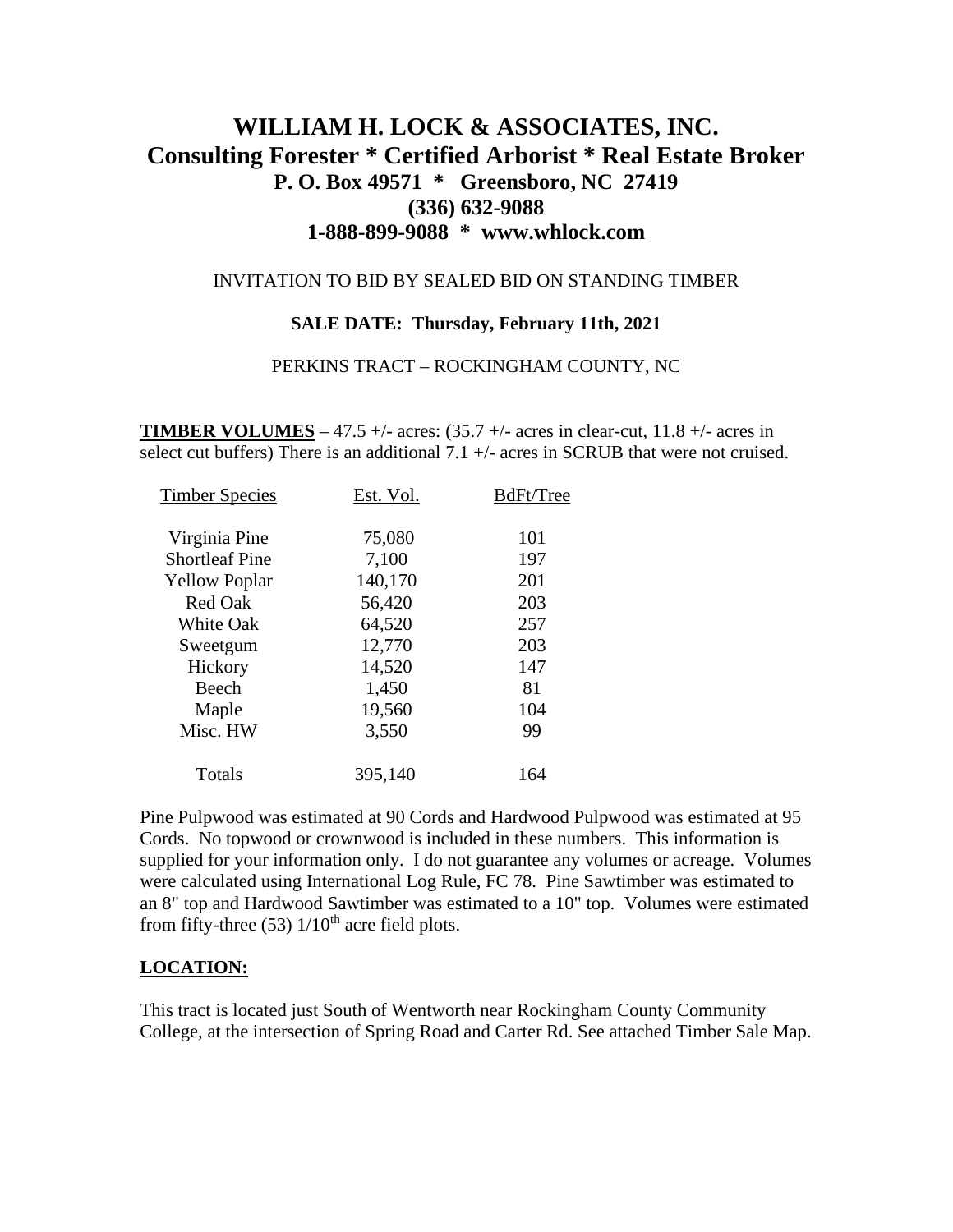# WILLIAM H. LOCK & ASSOCIATES, INC.

## Consulting Forester * Certified Arborist * Real Estate Broker

**P. O. Box 49571 * Greensboro, NC 27419**

**(336) 632-9088**

**1-888-899-9088 * www.whlock.com**

INVITATION TO BID BY SEALED BID ON STANDING TIMBER

**SALE DATE: Thursday, February 11th, 2021**

PERKINS TRACT – ROCKINGHAM COUNTY, NC

**TIMBER VOLUMES** – 47.5 +/- acres: (35.7 +/- acres in clear-cut, 11.8 +/- acres in select cut buffers) There is an additional 7.1 +/- acres in SCRUB that were not cruised.

| Timber Species | Est. Vol. | BdFt/Tree |
|---|---|---|
| Virginia Pine | 75,080 | 101 |
| Shortleaf Pine | 7,100 | 197 |
| Yellow Poplar | 140,170 | 201 |
| Red Oak | 56,420 | 203 |
| White Oak | 64,520 | 257 |
| Sweetgum | 12,770 | 203 |
| Hickory | 14,520 | 147 |
| Beech | 1,450 | 81 |
| Maple | 19,560 | 104 |
| Misc. HW | 3,550 | 99 |
| Totals | 395,140 | 164 |

Pine Pulpwood was estimated at 90 Cords and Hardwood Pulpwood was estimated at 95 Cords. No topwood or crownwood is included in these numbers. This information is supplied for your information only. I do not guarantee any volumes or acreage. Volumes were calculated using International Log Rule, FC 78. Pine Sawtimber was estimated to an 8" top and Hardwood Sawtimber was estimated to a 10" top. Volumes were estimated from fifty-three (53) 1/10th acre field plots.

## LOCATION:

This tract is located just South of Wentworth near Rockingham County Community College, at the intersection of Spring Road and Carter Rd. See attached Timber Sale Map.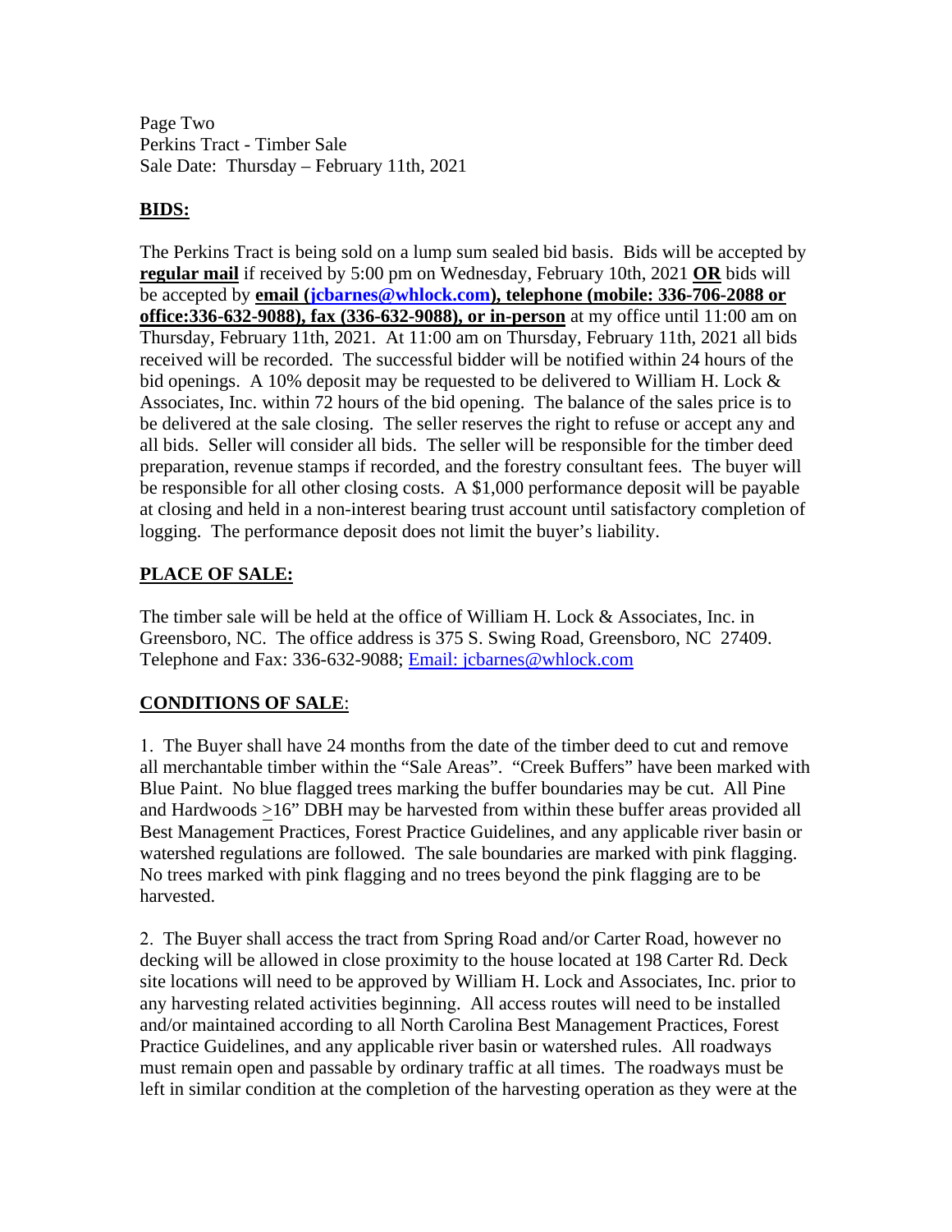Page Two
Perkins Tract - Timber Sale
Sale Date: Thursday – February 11th, 2021

## BIDS:

The Perkins Tract is being sold on a lump sum sealed bid basis. Bids will be accepted by **regular mail** if received by 5:00 pm on Wednesday, February 10th, 2021 **OR** bids will be accepted by **email (jcbarnes@whlock.com), telephone (mobile: 336-706-2088 or office:336-632-9088), fax (336-632-9088), or in-person** at my office until 11:00 am on Thursday, February 11th, 2021. At 11:00 am on Thursday, February 11th, 2021 all bids received will be recorded. The successful bidder will be notified within 24 hours of the bid openings. A 10% deposit may be requested to be delivered to William H. Lock & Associates, Inc. within 72 hours of the bid opening. The balance of the sales price is to be delivered at the sale closing. The seller reserves the right to refuse or accept any and all bids. Seller will consider all bids. The seller will be responsible for the timber deed preparation, revenue stamps if recorded, and the forestry consultant fees. The buyer will be responsible for all other closing costs. A $1,000 performance deposit will be payable at closing and held in a non-interest bearing trust account until satisfactory completion of logging. The performance deposit does not limit the buyer's liability.

## PLACE OF SALE:

The timber sale will be held at the office of William H. Lock & Associates, Inc. in Greensboro, NC. The office address is 375 S. Swing Road, Greensboro, NC 27409. Telephone and Fax: 336-632-9088; Email: jcbarnes@whlock.com

## CONDITIONS OF SALE:

1. The Buyer shall have 24 months from the date of the timber deed to cut and remove all merchantable timber within the "Sale Areas". "Creek Buffers" have been marked with Blue Paint. No blue flagged trees marking the buffer boundaries may be cut. All Pine and Hardwoods ≥16" DBH may be harvested from within these buffer areas provided all Best Management Practices, Forest Practice Guidelines, and any applicable river basin or watershed regulations are followed. The sale boundaries are marked with pink flagging. No trees marked with pink flagging and no trees beyond the pink flagging are to be harvested.

2. The Buyer shall access the tract from Spring Road and/or Carter Road, however no decking will be allowed in close proximity to the house located at 198 Carter Rd. Deck site locations will need to be approved by William H. Lock and Associates, Inc. prior to any harvesting related activities beginning. All access routes will need to be installed and/or maintained according to all North Carolina Best Management Practices, Forest Practice Guidelines, and any applicable river basin or watershed rules. All roadways must remain open and passable by ordinary traffic at all times. The roadways must be left in similar condition at the completion of the harvesting operation as they were at the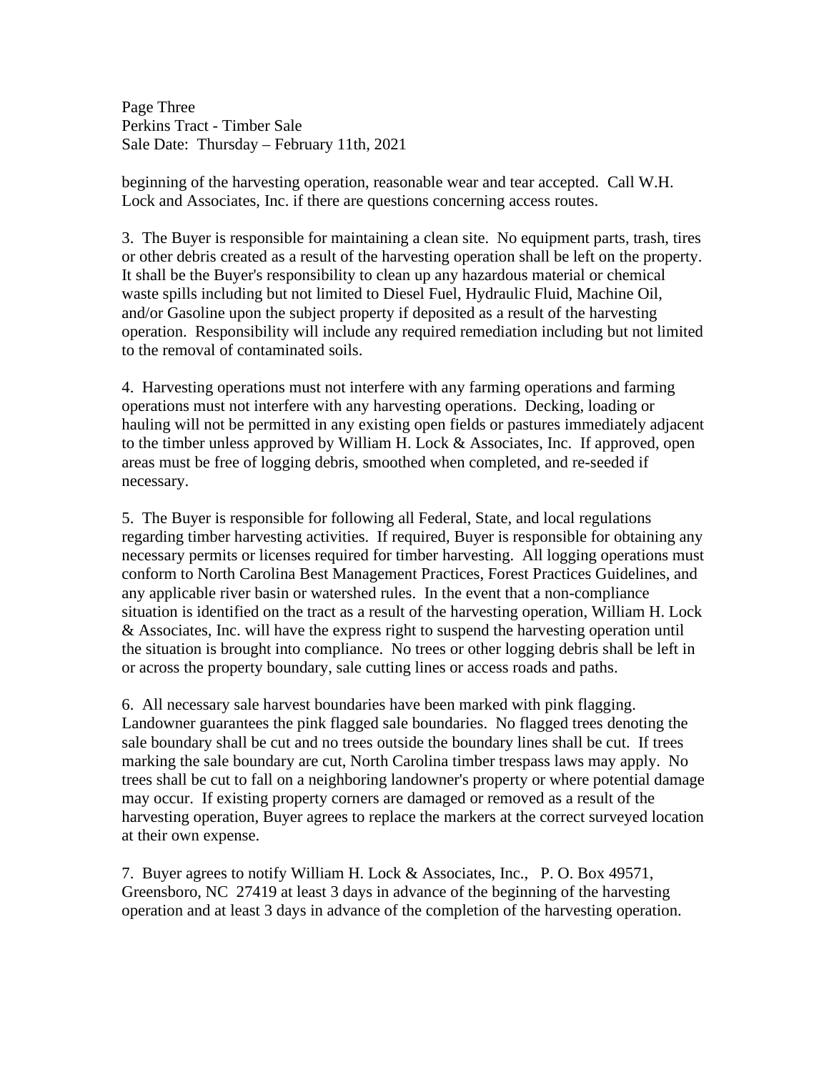beginning of the harvesting operation, reasonable wear and tear accepted. Call W.H. Lock and Associates, Inc. if there are questions concerning access routes.

3. The Buyer is responsible for maintaining a clean site. No equipment parts, trash, tires or other debris created as a result of the harvesting operation shall be left on the property. It shall be the Buyer's responsibility to clean up any hazardous material or chemical waste spills including but not limited to Diesel Fuel, Hydraulic Fluid, Machine Oil, and/or Gasoline upon the subject property if deposited as a result of the harvesting operation. Responsibility will include any required remediation including but not limited to the removal of contaminated soils.

4. Harvesting operations must not interfere with any farming operations and farming operations must not interfere with any harvesting operations. Decking, loading or hauling will not be permitted in any existing open fields or pastures immediately adjacent to the timber unless approved by William H. Lock & Associates, Inc. If approved, open areas must be free of logging debris, smoothed when completed, and re-seeded if necessary.

5. The Buyer is responsible for following all Federal, State, and local regulations regarding timber harvesting activities. If required, Buyer is responsible for obtaining any necessary permits or licenses required for timber harvesting. All logging operations must conform to North Carolina Best Management Practices, Forest Practices Guidelines, and any applicable river basin or watershed rules. In the event that a non-compliance situation is identified on the tract as a result of the harvesting operation, William H. Lock & Associates, Inc. will have the express right to suspend the harvesting operation until the situation is brought into compliance. No trees or other logging debris shall be left in or across the property boundary, sale cutting lines or access roads and paths.

6. All necessary sale harvest boundaries have been marked with pink flagging. Landowner guarantees the pink flagged sale boundaries. No flagged trees denoting the sale boundary shall be cut and no trees outside the boundary lines shall be cut. If trees marking the sale boundary are cut, North Carolina timber trespass laws may apply. No trees shall be cut to fall on a neighboring landowner's property or where potential damage may occur. If existing property corners are damaged or removed as a result of the harvesting operation, Buyer agrees to replace the markers at the correct surveyed location at their own expense.

7. Buyer agrees to notify William H. Lock & Associates, Inc., P. O. Box 49571, Greensboro, NC 27419 at least 3 days in advance of the beginning of the harvesting operation and at least 3 days in advance of the completion of the harvesting operation.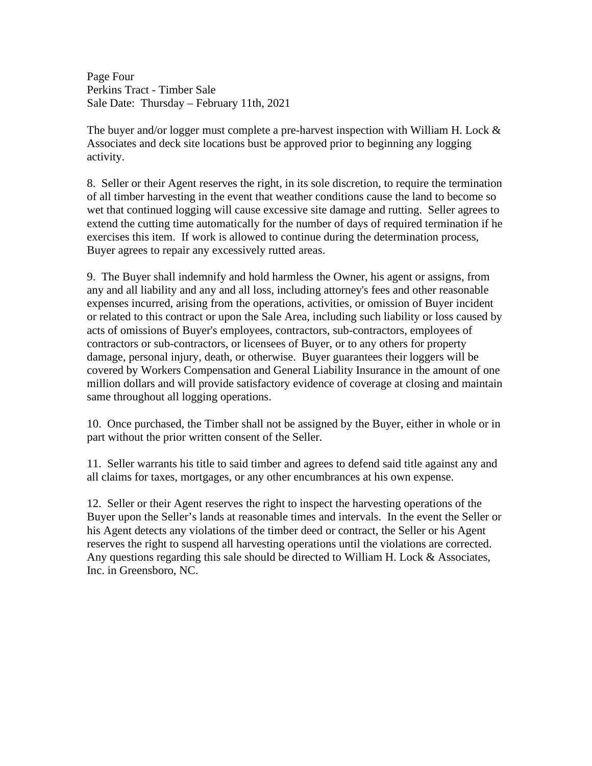The buyer and/or logger must complete a pre-harvest inspection with William H. Lock & Associates and deck site locations bust be approved prior to beginning any logging activity.

8. Seller or their Agent reserves the right, in its sole discretion, to require the termination of all timber harvesting in the event that weather conditions cause the land to become so wet that continued logging will cause excessive site damage and rutting. Seller agrees to extend the cutting time automatically for the number of days of required termination if he exercises this item. If work is allowed to continue during the determination process, Buyer agrees to repair any excessively rutted areas.

9. The Buyer shall indemnify and hold harmless the Owner, his agent or assigns, from any and all liability and any and all loss, including attorney's fees and other reasonable expenses incurred, arising from the operations, activities, or omission of Buyer incident or related to this contract or upon the Sale Area, including such liability or loss caused by acts of omissions of Buyer's employees, contractors, sub-contractors, employees of contractors or sub-contractors, or licensees of Buyer, or to any others for property damage, personal injury, death, or otherwise. Buyer guarantees their loggers will be covered by Workers Compensation and General Liability Insurance in the amount of one million dollars and will provide satisfactory evidence of coverage at closing and maintain same throughout all logging operations.

10. Once purchased, the Timber shall not be assigned by the Buyer, either in whole or in part without the prior written consent of the Seller.

11. Seller warrants his title to said timber and agrees to defend said title against any and all claims for taxes, mortgages, or any other encumbrances at his own expense.

12. Seller or their Agent reserves the right to inspect the harvesting operations of the Buyer upon the Seller's lands at reasonable times and intervals. In the event the Seller or his Agent detects any violations of the timber deed or contract, the Seller or his Agent reserves the right to suspend all harvesting operations until the violations are corrected. Any questions regarding this sale should be directed to William H. Lock & Associates, Inc. in Greensboro, NC.